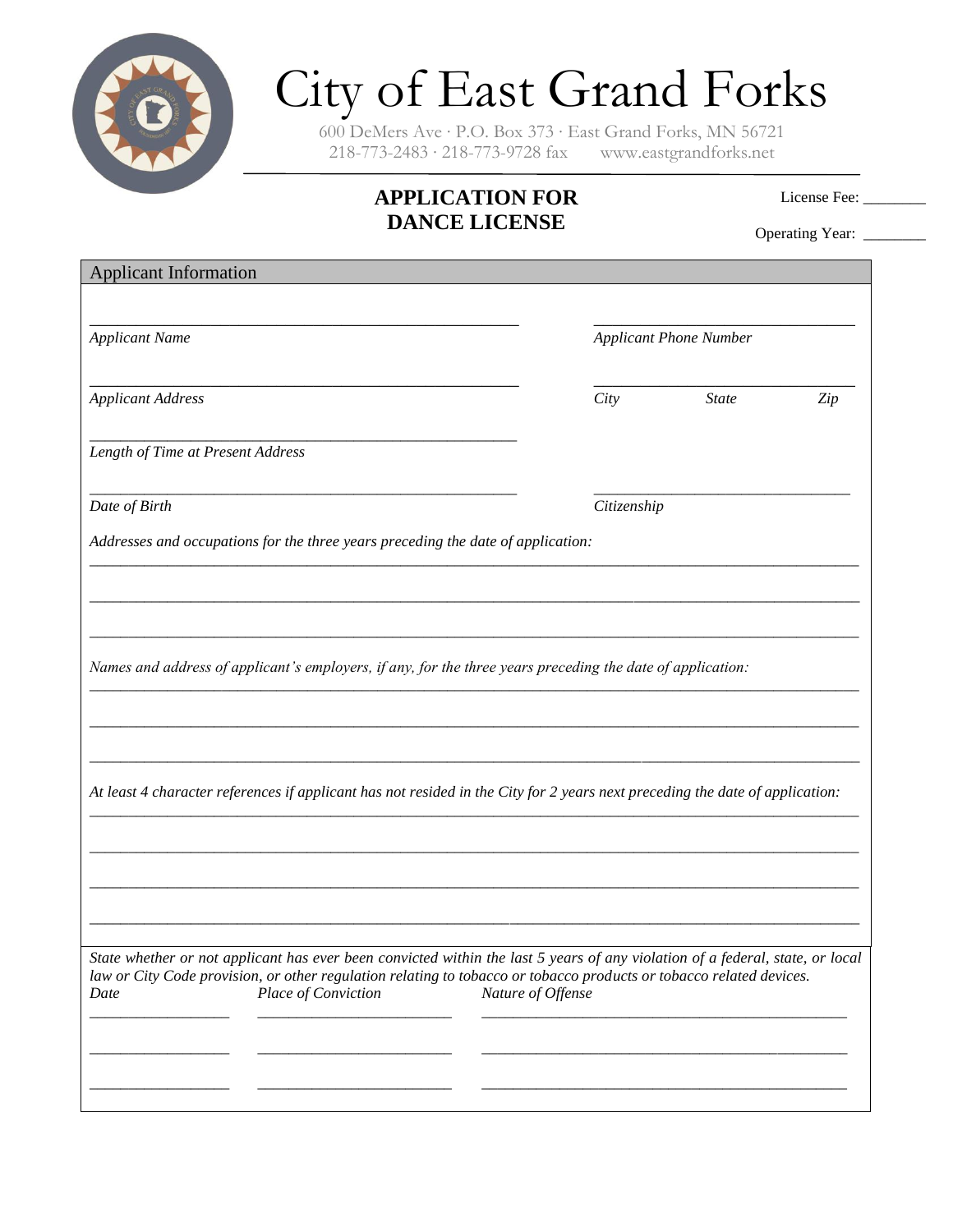# City of East Grand Forks

600 DeMers Ave · P.O. Box 373 · East Grand Forks, MN 56721
218-773-2483 · 218-773-9728 fax www.eastgrandforks.net

## APPLICATION FOR DANCE LICENSE

License Fee: ________

Operating Year: ________

### Applicant Information

_______________________________________________ _______________________________

*Applicant Name* *Applicant Phone Number*

_______________________________________________ _______________________________

*Applicant Address* *City* *State* *Zip*

_______________________________________________

*Length of Time at Present Address*

_______________________________________________ _______________________________

*Date of Birth* *Citizenship*

*Addresses and occupations for the three years preceding the date of application:*

_____________________________________________________________________________________

_____________________________________________________________________________________

_____________________________________________________________________________________

*Names and address of applicant's employers, if any, for the three years preceding the date of application:*

_____________________________________________________________________________________

_____________________________________________________________________________________

_____________________________________________________________________________________

*At least 4 character references if applicant has not resided in the City for 2 years next preceding the date of application:*

_____________________________________________________________________________________

_____________________________________________________________________________________

_____________________________________________________________________________________

_____________________________________________________________________________________

*State whether or not applicant has ever been convicted within the last 5 years of any violation of a federal, state, or local law or City Code provision, or other regulation relating to tobacco or tobacco products or tobacco related devices.*

| *Date* | *Place of Conviction* | *Nature of Offense* |
|---|---|---|
| ________________ | ______________________ | __________________________________________ |
| ________________ | ______________________ | __________________________________________ |
| ________________ | ______________________ | __________________________________________ |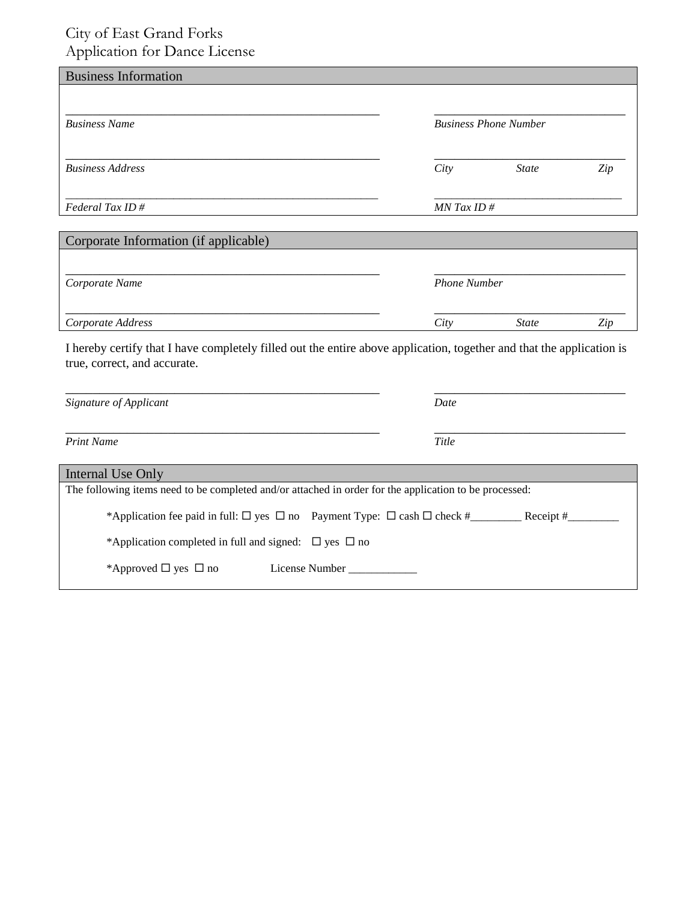# City of East Grand Forks
# Application for Dance License

## Business Information

_____________________________________________ _____________________________

*Business Name* *Business Phone Number*

_____________________________________________ _____________________________

*Business Address* *City* *State* *Zip*

_____________________________________________ _____________________________

*Federal Tax ID #* *MN Tax ID #*

## Corporate Information (if applicable)

_____________________________________________ _____________________________

*Corporate Name* *Phone Number*

_____________________________________________ _____________________________

*Corporate Address* *City* *State* *Zip*

I hereby certify that I have completely filled out the entire above application, together and that the application is true, correct, and accurate.

_____________________________________________ _____________________________

*Signature of Applicant* *Date*

_____________________________________________ _____________________________

*Print Name* *Title*

## Internal Use Only

The following items need to be completed and/or attached in order for the application to be processed:

*Application fee paid in full: ☐ yes ☐ no Payment Type: ☐ cash ☐ check #_________ Receipt #_________

*Application completed in full and signed: ☐ yes ☐ no

*Approved ☐ yes ☐ no License Number ____________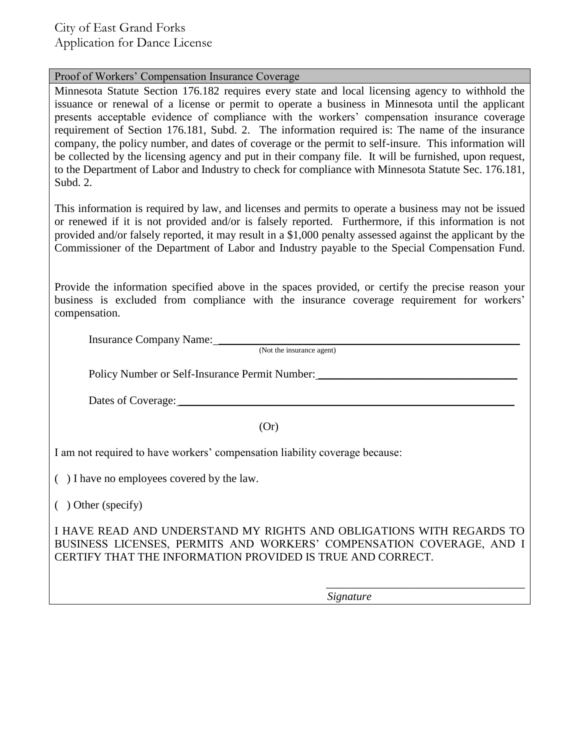City of East Grand Forks
Application for Dance License

## Proof of Workers' Compensation Insurance Coverage

Minnesota Statute Section 176.182 requires every state and local licensing agency to withhold the issuance or renewal of a license or permit to operate a business in Minnesota until the applicant presents acceptable evidence of compliance with the workers' compensation insurance coverage requirement of Section 176.181, Subd. 2. The information required is: The name of the insurance company, the policy number, and dates of coverage or the permit to self-insure. This information will be collected by the licensing agency and put in their company file. It will be furnished, upon request, to the Department of Labor and Industry to check for compliance with Minnesota Statute Sec. 176.181, Subd. 2.

This information is required by law, and licenses and permits to operate a business may not be issued or renewed if it is not provided and/or is falsely reported. Furthermore, if this information is not provided and/or falsely reported, it may result in a $1,000 penalty assessed against the applicant by the Commissioner of the Department of Labor and Industry payable to the Special Compensation Fund.

Provide the information specified above in the spaces provided, or certify the precise reason your business is excluded from compliance with the insurance coverage requirement for workers' compensation.

Insurance Company Name: ____________________________________________
(Not the insurance agent)

Policy Number or Self-Insurance Permit Number: ____________________________

Dates of Coverage: ____________________________________________________

(Or)

I am not required to have workers' compensation liability coverage because:

( ) I have no employees covered by the law.

( ) Other (specify)

I HAVE READ AND UNDERSTAND MY RIGHTS AND OBLIGATIONS WITH REGARDS TO BUSINESS LICENSES, PERMITS AND WORKERS' COMPENSATION COVERAGE, AND I CERTIFY THAT THE INFORMATION PROVIDED IS TRUE AND CORRECT.

____________________________________
*Signature*